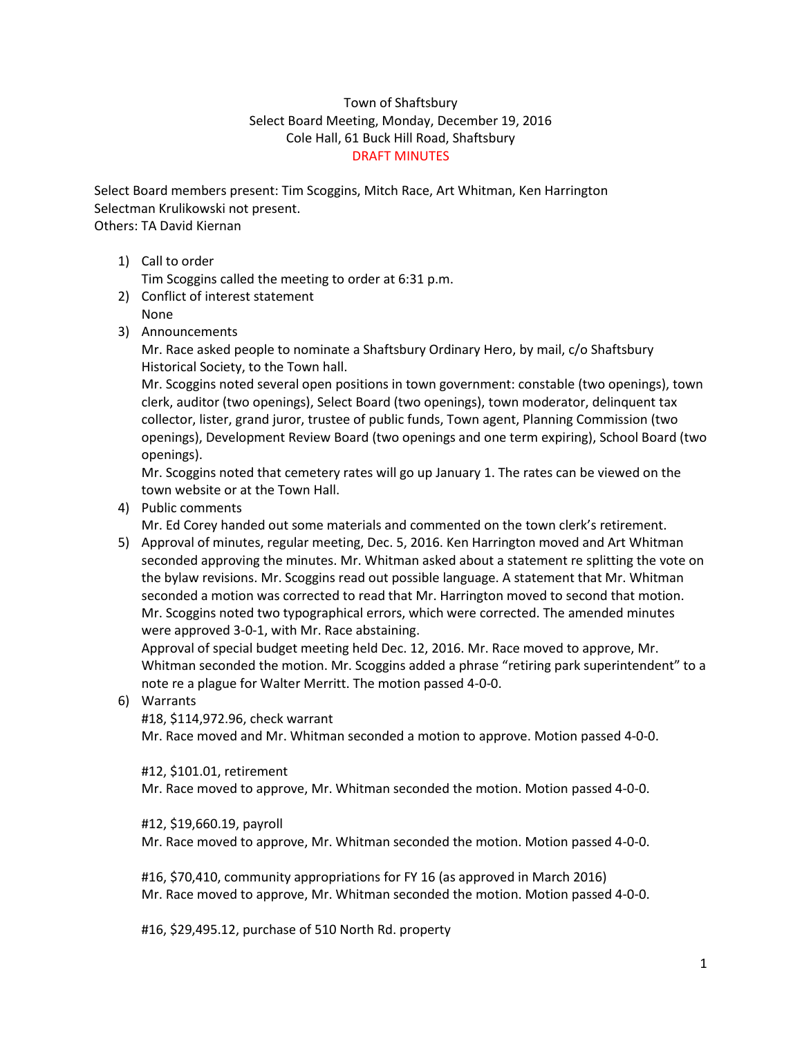Town of Shaftsbury
Select Board Meeting, Monday, December 19, 2016
Cole Hall, 61 Buck Hill Road, Shaftsbury
DRAFT MINUTES

Select Board members present: Tim Scoggins, Mitch Race, Art Whitman, Ken Harrington
Selectman Krulikowski not present.
Others: TA David Kiernan

1) Call to order
   Tim Scoggins called the meeting to order at 6:31 p.m.
2) Conflict of interest statement
   None
3) Announcements
   Mr. Race asked people to nominate a Shaftsbury Ordinary Hero, by mail, c/o Shaftsbury Historical Society, to the Town hall.
   Mr. Scoggins noted several open positions in town government: constable (two openings), town clerk, auditor (two openings), Select Board (two openings), town moderator, delinquent tax collector, lister, grand juror, trustee of public funds, Town agent, Planning Commission (two openings), Development Review Board (two openings and one term expiring), School Board (two openings).
   Mr. Scoggins noted that cemetery rates will go up January 1. The rates can be viewed on the town website or at the Town Hall.
4) Public comments
   Mr. Ed Corey handed out some materials and commented on the town clerk's retirement.
5) Approval of minutes, regular meeting, Dec. 5, 2016. Ken Harrington moved and Art Whitman seconded approving the minutes. Mr. Whitman asked about a statement re splitting the vote on the bylaw revisions. Mr. Scoggins read out possible language. A statement that Mr. Whitman seconded a motion was corrected to read that Mr. Harrington moved to second that motion. Mr. Scoggins noted two typographical errors, which were corrected. The amended minutes were approved 3-0-1, with Mr. Race abstaining.
   Approval of special budget meeting held Dec. 12, 2016. Mr. Race moved to approve, Mr. Whitman seconded the motion. Mr. Scoggins added a phrase "retiring park superintendent" to a note re a plague for Walter Merritt. The motion passed 4-0-0.
6) Warrants
   #18, $114,972.96, check warrant
   Mr. Race moved and Mr. Whitman seconded a motion to approve. Motion passed 4-0-0.

   #12, $101.01, retirement
   Mr. Race moved to approve, Mr. Whitman seconded the motion. Motion passed 4-0-0.

   #12, $19,660.19, payroll
   Mr. Race moved to approve, Mr. Whitman seconded the motion. Motion passed 4-0-0.

   #16, $70,410, community appropriations for FY 16 (as approved in March 2016)
   Mr. Race moved to approve, Mr. Whitman seconded the motion. Motion passed 4-0-0.

   #16, $29,495.12, purchase of 510 North Rd. property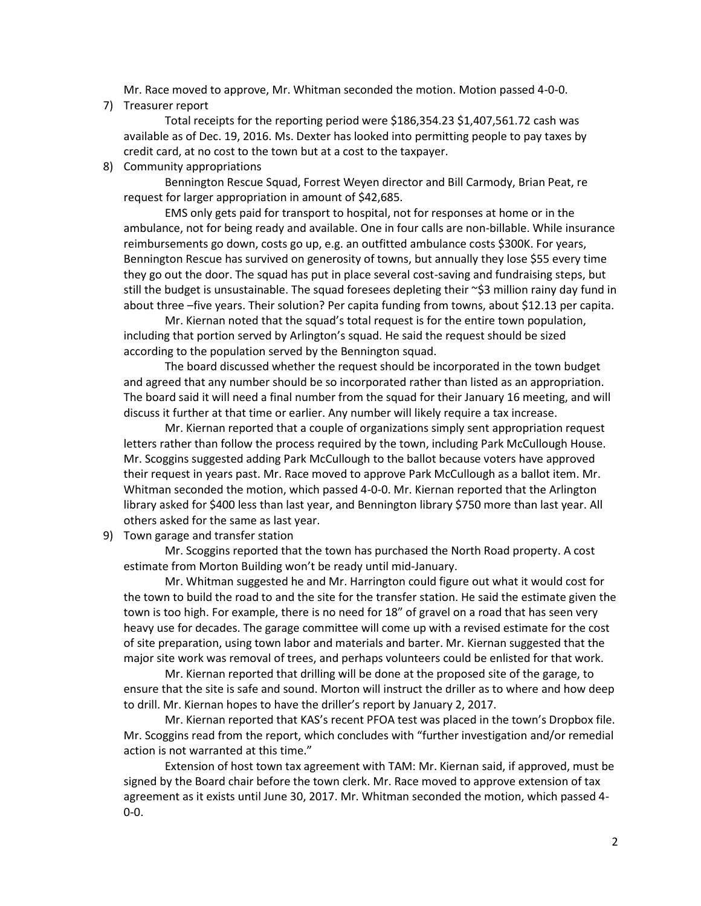Mr. Race moved to approve, Mr. Whitman seconded the motion. Motion passed 4-0-0.

7) Treasurer report

    Total receipts for the reporting period were $186,354.23 $1,407,561.72 cash was available as of Dec. 19, 2016. Ms. Dexter has looked into permitting people to pay taxes by credit card, at no cost to the town but at a cost to the taxpayer.

8) Community appropriations

    Bennington Rescue Squad, Forrest Weyen director and Bill Carmody, Brian Peat, re request for larger appropriation in amount of $42,685.

    EMS only gets paid for transport to hospital, not for responses at home or in the ambulance, not for being ready and available. One in four calls are non-billable. While insurance reimbursements go down, costs go up, e.g. an outfitted ambulance costs $300K. For years, Bennington Rescue has survived on generosity of towns, but annually they lose $55 every time they go out the door. The squad has put in place several cost-saving and fundraising steps, but still the budget is unsustainable. The squad foresees depleting their ~$3 million rainy day fund in about three –five years. Their solution? Per capita funding from towns, about $12.13 per capita.

    Mr. Kiernan noted that the squad's total request is for the entire town population, including that portion served by Arlington's squad. He said the request should be sized according to the population served by the Bennington squad.

    The board discussed whether the request should be incorporated in the town budget and agreed that any number should be so incorporated rather than listed as an appropriation. The board said it will need a final number from the squad for their January 16 meeting, and will discuss it further at that time or earlier. Any number will likely require a tax increase.

    Mr. Kiernan reported that a couple of organizations simply sent appropriation request letters rather than follow the process required by the town, including Park McCullough House. Mr. Scoggins suggested adding Park McCullough to the ballot because voters have approved their request in years past. Mr. Race moved to approve Park McCullough as a ballot item. Mr. Whitman seconded the motion, which passed 4-0-0. Mr. Kiernan reported that the Arlington library asked for $400 less than last year, and Bennington library $750 more than last year. All others asked for the same as last year.

9) Town garage and transfer station

    Mr. Scoggins reported that the town has purchased the North Road property. A cost estimate from Morton Building won't be ready until mid-January.

    Mr. Whitman suggested he and Mr. Harrington could figure out what it would cost for the town to build the road to and the site for the transfer station. He said the estimate given the town is too high. For example, there is no need for 18" of gravel on a road that has seen very heavy use for decades. The garage committee will come up with a revised estimate for the cost of site preparation, using town labor and materials and barter. Mr. Kiernan suggested that the major site work was removal of trees, and perhaps volunteers could be enlisted for that work.

    Mr. Kiernan reported that drilling will be done at the proposed site of the garage, to ensure that the site is safe and sound. Morton will instruct the driller as to where and how deep to drill. Mr. Kiernan hopes to have the driller's report by January 2, 2017.

    Mr. Kiernan reported that KAS's recent PFOA test was placed in the town's Dropbox file. Mr. Scoggins read from the report, which concludes with "further investigation and/or remedial action is not warranted at this time."

    Extension of host town tax agreement with TAM: Mr. Kiernan said, if approved, must be signed by the Board chair before the town clerk. Mr. Race moved to approve extension of tax agreement as it exists until June 30, 2017. Mr. Whitman seconded the motion, which passed 4-0-0.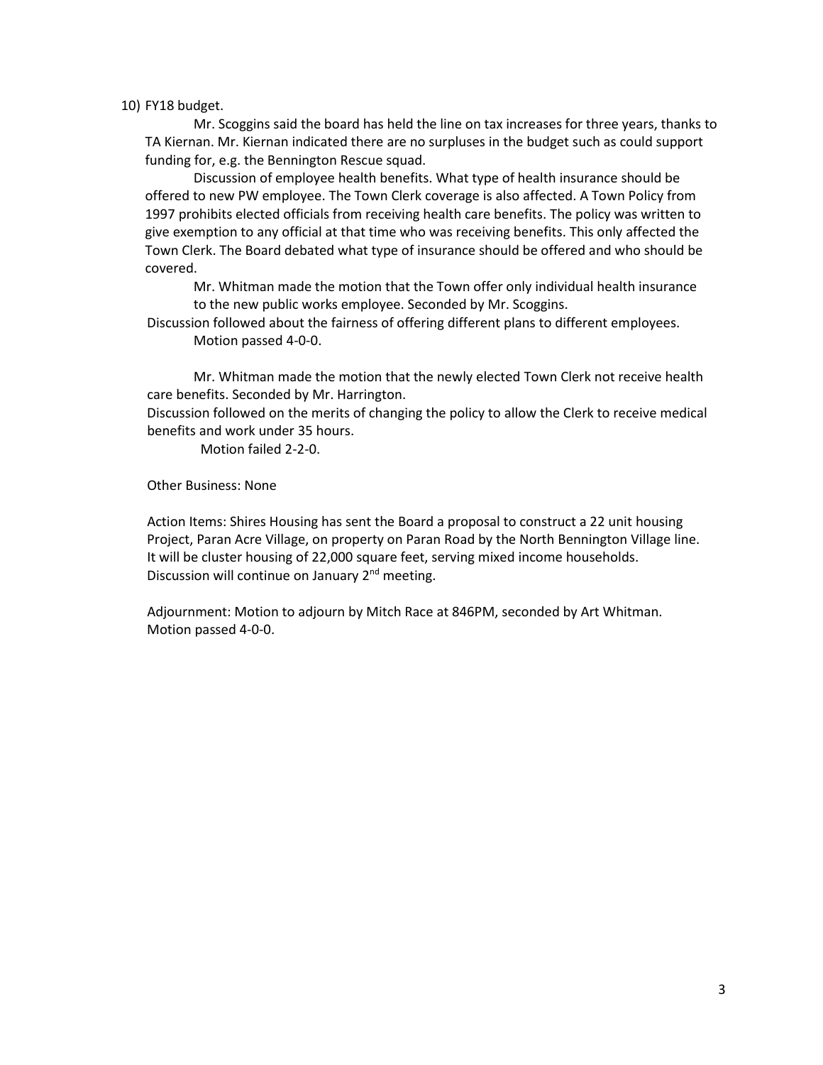10) FY18 budget.

Mr. Scoggins said the board has held the line on tax increases for three years, thanks to TA Kiernan. Mr. Kiernan indicated there are no surpluses in the budget such as could support funding for, e.g. the Bennington Rescue squad.

Discussion of employee health benefits. What type of health insurance should be offered to new PW employee. The Town Clerk coverage is also affected. A Town Policy from 1997 prohibits elected officials from receiving health care benefits. The policy was written to give exemption to any official at that time who was receiving benefits. This only affected the Town Clerk. The Board debated what type of insurance should be offered and who should be covered.

Mr. Whitman made the motion that the Town offer only individual health insurance to the new public works employee. Seconded by Mr. Scoggins.

Discussion followed about the fairness of offering different plans to different employees.

Motion passed 4-0-0.

Mr. Whitman made the motion that the newly elected Town Clerk not receive health care benefits. Seconded by Mr. Harrington.

Discussion followed on the merits of changing the policy to allow the Clerk to receive medical benefits and work under 35 hours.

Motion failed 2-2-0.

Other Business: None

Action Items: Shires Housing has sent the Board a proposal to construct a 22 unit housing Project, Paran Acre Village, on property on Paran Road by the North Bennington Village line. It will be cluster housing of 22,000 square feet, serving mixed income households. Discussion will continue on January 2nd meeting.

Adjournment: Motion to adjourn by Mitch Race at 846PM, seconded by Art Whitman. Motion passed 4-0-0.